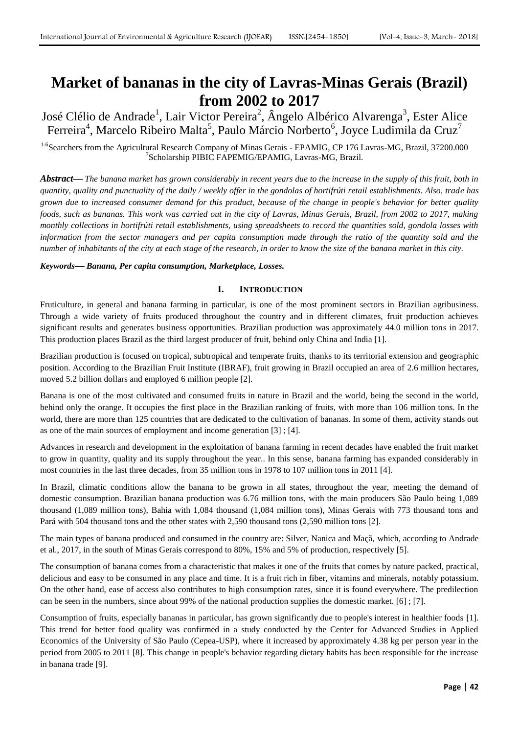# Market of bananas in the city of Lavras-Minas Gerais (Brazil) from 2002 to 2017

José Clélio de Andrade[1], Lair Victor Pereira[2], Ângelo Albérico Alvarenga[3], Ester Alice Ferreira[4], Marcelo Ribeiro Malta[5], Paulo Márcio Norberto[6], Joyce Ludimila da Cruz[7]

[1-6]Searchers from the Agricultural Research Company of Minas Gerais - EPAMIG, CP 176 Lavras-MG, Brazil, 37200.000
[7]Scholarship PIBIC FAPEMIG/EPAMIG, Lavras-MG, Brazil.

***Abstract*— *The banana market has grown considerably in recent years due to the increase in the supply of this fruit, both in quantity, quality and punctuality of the daily / weekly offer in the gondolas of hortifrúti retail establishments. Also, trade has grown due to increased consumer demand for this product, because of the change in people's behavior for better quality foods, such as bananas. This work was carried out in the city of Lavras, Minas Gerais, Brazil, from 2002 to 2017, making monthly collections in hortifrúti retail establishments, using spreadsheets to record the quantities sold, gondola losses with information from the sector managers and per capita consumption made through the ratio of the quantity sold and the number of inhabitants of the city at each stage of the research, in order to know the size of the banana market in this city.***

***Keywords*— *Banana, Per capita consumption, Marketplace, Losses.***

## I. INTRODUCTION

Fruticulture, in general and banana farming in particular, is one of the most prominent sectors in Brazilian agribusiness. Through a wide variety of fruits produced throughout the country and in different climates, fruit production achieves significant results and generates business opportunities. Brazilian production was approximately 44.0 million tons in 2017. This production places Brazil as the third largest producer of fruit, behind only China and India [1].

Brazilian production is focused on tropical, subtropical and temperate fruits, thanks to its territorial extension and geographic position. According to the Brazilian Fruit Institute (IBRAF), fruit growing in Brazil occupied an area of 2.6 million hectares, moved 5.2 billion dollars and employed 6 million people [2].

Banana is one of the most cultivated and consumed fruits in nature in Brazil and the world, being the second in the world, behind only the orange. It occupies the first place in the Brazilian ranking of fruits, with more than 106 million tons. In the world, there are more than 125 countries that are dedicated to the cultivation of bananas. In some of them, activity stands out as one of the main sources of employment and income generation [3] ; [4].

Advances in research and development in the exploitation of banana farming in recent decades have enabled the fruit market to grow in quantity, quality and its supply throughout the year.. In this sense, banana farming has expanded considerably in most countries in the last three decades, from 35 million tons in 1978 to 107 million tons in 2011 [4].

In Brazil, climatic conditions allow the banana to be grown in all states, throughout the year, meeting the demand of domestic consumption. Brazilian banana production was 6.76 million tons, with the main producers São Paulo being 1,089 thousand (1,089 million tons), Bahia with 1,084 thousand (1,084 million tons), Minas Gerais with 773 thousand tons and Pará with 504 thousand tons and the other states with 2,590 thousand tons (2,590 million tons [2].

The main types of banana produced and consumed in the country are: Silver, Nanica and Maçã, which, according to Andrade et al., 2017, in the south of Minas Gerais correspond to 80%, 15% and 5% of production, respectively [5].

The consumption of banana comes from a characteristic that makes it one of the fruits that comes by nature packed, practical, delicious and easy to be consumed in any place and time. It is a fruit rich in fiber, vitamins and minerals, notably potassium. On the other hand, ease of access also contributes to high consumption rates, since it is found everywhere. The predilection can be seen in the numbers, since about 99% of the national production supplies the domestic market. [6] ; [7].

Consumption of fruits, especially bananas in particular, has grown significantly due to people's interest in healthier foods [1]. This trend for better food quality was confirmed in a study conducted by the Center for Advanced Studies in Applied Economics of the University of São Paulo (Cepea-USP), where it increased by approximately 4.38 kg per person year in the period from 2005 to 2011 [8]. This change in people's behavior regarding dietary habits has been responsible for the increase in banana trade [9].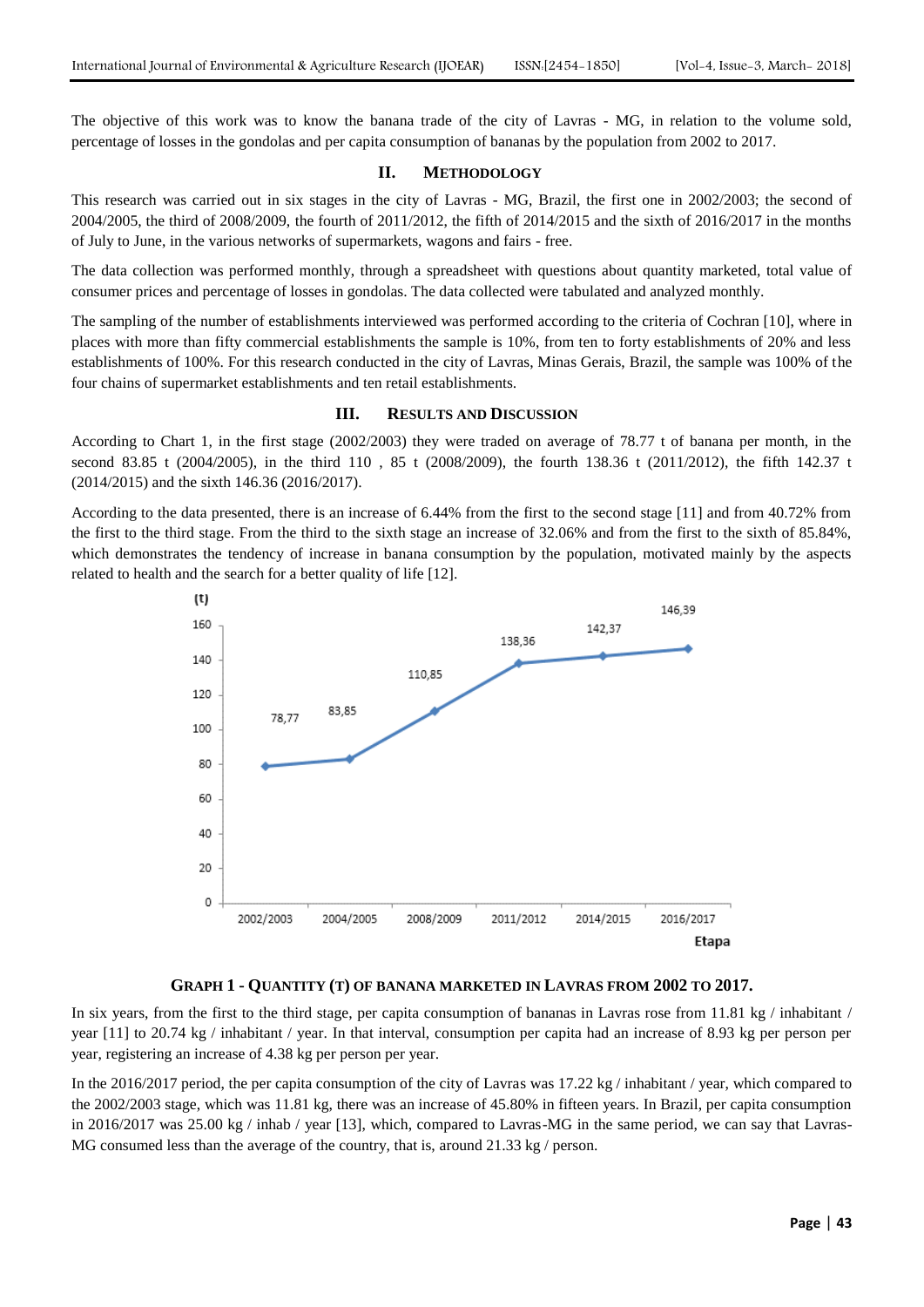The objective of this work was to know the banana trade of the city of Lavras - MG, in relation to the volume sold, percentage of losses in the gondolas and per capita consumption of bananas by the population from 2002 to 2017.

## II. Methodology

This research was carried out in six stages in the city of Lavras - MG, Brazil, the first one in 2002/2003; the second of 2004/2005, the third of 2008/2009, the fourth of 2011/2012, the fifth of 2014/2015 and the sixth of 2016/2017 in the months of July to June, in the various networks of supermarkets, wagons and fairs - free.

The data collection was performed monthly, through a spreadsheet with questions about quantity marketed, total value of consumer prices and percentage of losses in gondolas. The data collected were tabulated and analyzed monthly.

The sampling of the number of establishments interviewed was performed according to the criteria of Cochran [10], where in places with more than fifty commercial establishments the sample is 10%, from ten to forty establishments of 20% and less establishments of 100%. For this research conducted in the city of Lavras, Minas Gerais, Brazil, the sample was 100% of the four chains of supermarket establishments and ten retail establishments.

## III. Results and Discussion

According to Chart 1, in the first stage (2002/2003) they were traded on average of 78.77 t of banana per month, in the second 83.85 t (2004/2005), in the third 110 , 85 t (2008/2009), the fourth 138.36 t (2011/2012), the fifth 142.37 t (2014/2015) and the sixth 146.36 t (2016/2017).

According to the data presented, there is an increase of 6.44% from the first to the second stage [11] and from 40.72% from the first to the third stage. From the third to the sixth stage an increase of 32.06% and from the first to the sixth of 85.84%, which demonstrates the tendency of increase in banana consumption by the population, motivated mainly by the aspects related to health and the search for a better quality of life [12].

| Etapa | (t) |
|---|---|
| 2002/2003 | 78,77 |
| 2004/2005 | 83,85 |
| 2008/2009 | 110,85 |
| 2011/2012 | 138,36 |
| 2014/2015 | 142,37 |
| 2016/2017 | 146,39 |

**Graph 1 - Quantity (t) of banana marketed in Lavras from 2002 to 2017.**

In six years, from the first to the third stage, per capita consumption of bananas in Lavras rose from 11.81 kg / inhabitant / year [11] to 20.74 kg / inhabitant / year. In that interval, consumption per capita had an increase of 8.93 kg per person per year, registering an increase of 4.38 kg per person per year.

In the 2016/2017 period, the per capita consumption of the city of Lavras was 17.22 kg / inhabitant / year, which compared to the 2002/2003 stage, which was 11.81 kg, there was an increase of 45.80% in fifteen years. In Brazil, per capita consumption in 2016/2017 was 25.00 kg / inhab / year [13], which, compared to Lavras-MG in the same period, we can say that Lavras-MG consumed less than the average of the country, that is, around 21.33 kg / person.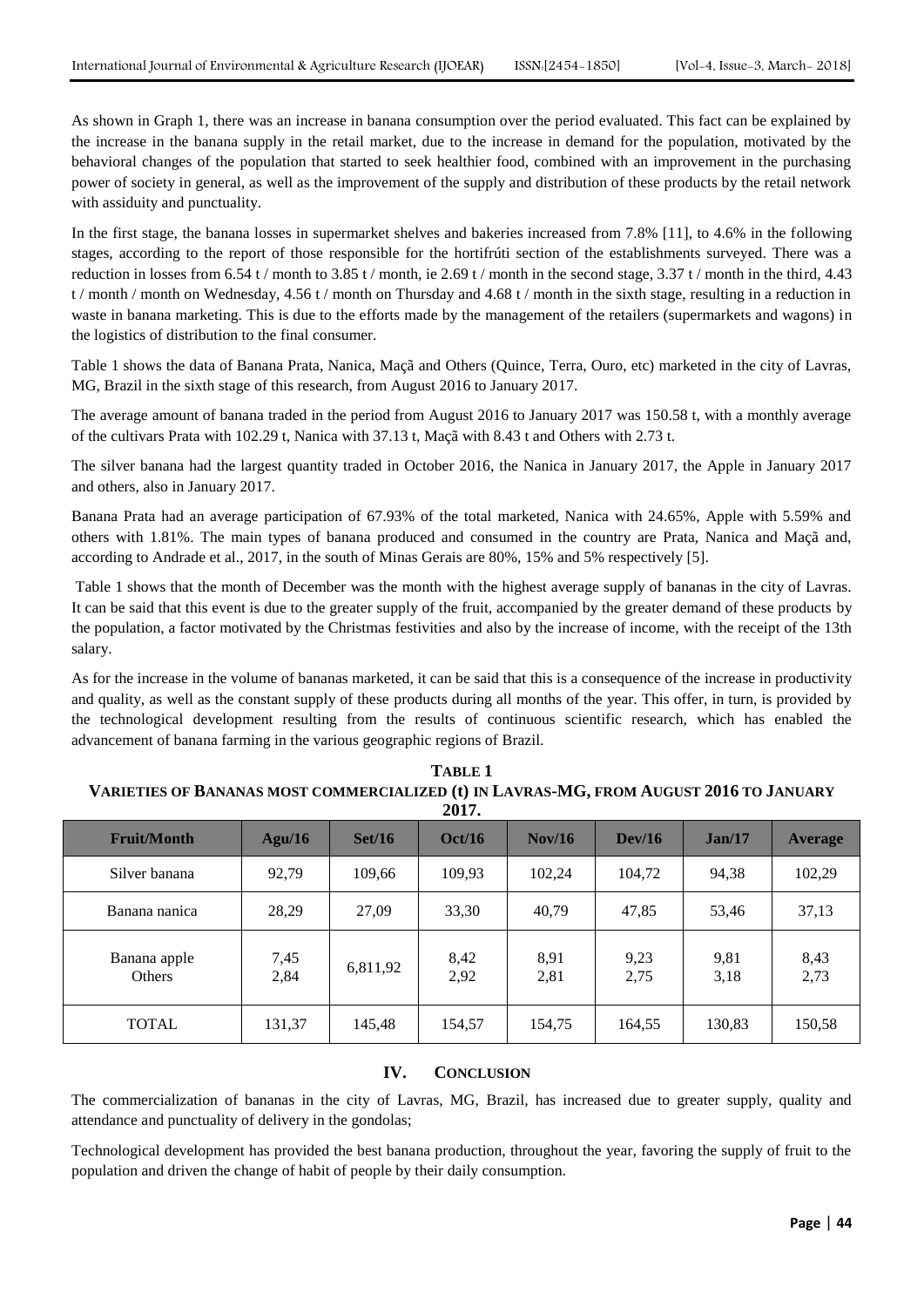As shown in Graph 1, there was an increase in banana consumption over the period evaluated. This fact can be explained by the increase in the banana supply in the retail market, due to the increase in demand for the population, motivated by the behavioral changes of the population that started to seek healthier food, combined with an improvement in the purchasing power of society in general, as well as the improvement of the supply and distribution of these products by the retail network with assiduity and punctuality.

In the first stage, the banana losses in supermarket shelves and bakeries increased from 7.8% [11], to 4.6% in the following stages, according to the report of those responsible for the hortifrúti section of the establishments surveyed. There was a reduction in losses from 6.54 t / month to 3.85 t / month, ie 2.69 t / month in the second stage, 3.37 t / month in the third, 4.43 t / month / month on Wednesday, 4.56 t / month on Thursday and 4.68 t / month in the sixth stage, resulting in a reduction in waste in banana marketing. This is due to the efforts made by the management of the retailers (supermarkets and wagons) in the logistics of distribution to the final consumer.

Table 1 shows the data of Banana Prata, Nanica, Maçã and Others (Quince, Terra, Ouro, etc) marketed in the city of Lavras, MG, Brazil in the sixth stage of this research, from August 2016 to January 2017.

The average amount of banana traded in the period from August 2016 to January 2017 was 150.58 t, with a monthly average of the cultivars Prata with 102.29 t, Nanica with 37.13 t, Maçã with 8.43 t and Others with 2.73 t.

The silver banana had the largest quantity traded in October 2016, the Nanica in January 2017, the Apple in January 2017 and others, also in January 2017.

Banana Prata had an average participation of 67.93% of the total marketed, Nanica with 24.65%, Apple with 5.59% and others with 1.81%. The main types of banana produced and consumed in the country are Prata, Nanica and Maçã and, according to Andrade et al., 2017, in the south of Minas Gerais are 80%, 15% and 5% respectively [5].

Table 1 shows that the month of December was the month with the highest average supply of bananas in the city of Lavras. It can be said that this event is due to the greater supply of the fruit, accompanied by the greater demand of these products by the population, a factor motivated by the Christmas festivities and also by the increase of income, with the receipt of the 13th salary.

As for the increase in the volume of bananas marketed, it can be said that this is a consequence of the increase in productivity and quality, as well as the constant supply of these products during all months of the year. This offer, in turn, is provided by the technological development resulting from the results of continuous scientific research, which has enabled the advancement of banana farming in the various geographic regions of Brazil.

**TABLE 1**
**VARIETIES OF BANANAS MOST COMMERCIALIZED (t) IN LAVRAS-MG, FROM AUGUST 2016 TO JANUARY 2017.**

| Fruit/Month | Agu/16 | Set/16 | Oct/16 | Nov/16 | Dev/16 | Jan/17 | Average |
|---|---|---|---|---|---|---|---|
| Silver banana | 92,79 | 109,66 | 109,93 | 102,24 | 104,72 | 94,38 | 102,29 |
| Banana nanica | 28,29 | 27,09 | 33,30 | 40,79 | 47,85 | 53,46 | 37,13 |
| Banana apple<br>Others | 7,45<br>2,84 | 6,811,92 | 8,42<br>2,92 | 8,91<br>2,81 | 9,23<br>2,75 | 9,81<br>3,18 | 8,43<br>2,73 |
| TOTAL | 131,37 | 145,48 | 154,57 | 154,75 | 164,55 | 130,83 | 150,58 |

## IV. CONCLUSION

The commercialization of bananas in the city of Lavras, MG, Brazil, has increased due to greater supply, quality and attendance and punctuality of delivery in the gondolas;

Technological development has provided the best banana production, throughout the year, favoring the supply of fruit to the population and driven the change of habit of people by their daily consumption.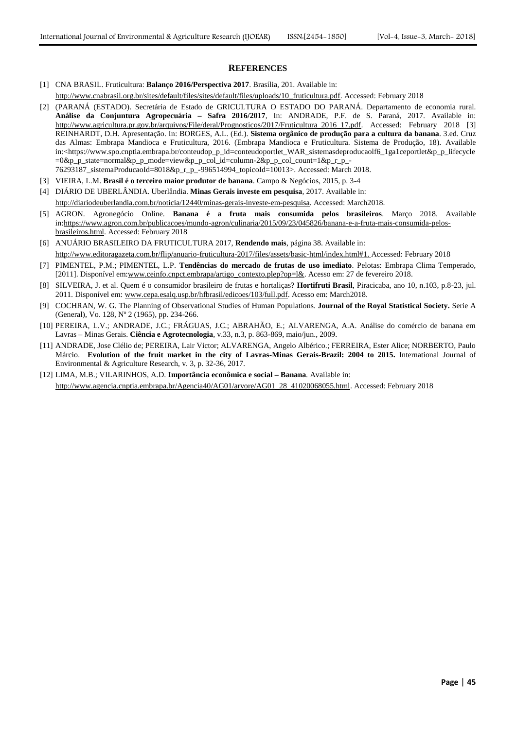## REFERENCES

[1] CNA BRASIL. Fruticultura: **Balanço 2016/Perspectiva 2017**. Brasília, 201. Available in: http://www.cnabrasil.org.br/sites/default/files/sites/default/files/uploads/10_fruticultura.pdf. Accessed: February 2018

[2] (PARANÁ (ESTADO). Secretária de Estado de GRICULTURA O ESTADO DO PARANÁ. Departamento de economia rural. **Análise da Conjuntura Agropecuária – Safra 2016/2017**, In: ANDRADE, P.F. de S. Paraná, 2017. Available in: http://www.agricultura.pr.gov.br/arquivos/File/deral/Prognosticos/2017/Fruticultura_2016_17.pdf. Accessed: February 2018 [3] REINHARDT, D.H. Apresentação. In: BORGES, A.L. (Ed.). **Sistema orgânico de produção para a cultura da banana**. 3.ed. Cruz das Almas: Embrapa Mandioca e Fruticultura, 2016. (Embrapa Mandioca e Fruticultura. Sistema de Produção, 18). Available in:<https://www.spo.cnptia.embrapa.br/conteudop_p_id=conteudoportlet_WAR_sistemasdeproducaolf6_1ga1ceportlet&p_p_lifecycle=0&p_p_state=normal&p_p_mode=view&p_p_col_id=column-2&p_p_col_count=1&p_r_p_-76293187_sistemaProducaoId=8018&p_r_p_-996514994_topicoId=10013>. Accessed: March 2018.

[3] VIEIRA, L.M. **Brasil é o terceiro maior produtor de banana**. Campo & Negócios, 2015, p. 3-4

[4] DIÁRIO DE UBERLÂNDIA. Uberlândia. **Minas Gerais investe em pesquisa**, 2017. Available in: http://diariodeuberlandia.com.br/noticia/12440/minas-gerais-investe-em-pesquisa. Accessed: March2018.

[5] AGRON. Agronegócio Online. **Banana é a fruta mais consumida pelos brasileiros**. Março 2018. Available in:https://www.agron.com.br/publicacoes/mundo-agron/culinaria/2015/09/23/045826/banana-e-a-fruta-mais-consumida-pelos-brasileiros.html. Accessed: February 2018

[6] ANUÁRIO BRASILEIRO DA FRUTICULTURA 2017, **Rendendo mais**, página 38. Available in: http://www.editoragazeta.com.br/flip/anuario-fruticultura-2017/files/assets/basic-html/index.html#1. Accessed: February 2018

[7] PIMENTEL, P.M.; PIMENTEL, L.P. **Tendências do mercado de frutas de uso imediato**. Pelotas: Embrapa Clima Temperado, [2011]. Disponível em:www.ceinfo.cnpct.embrapa/artigo_contexto.plep?op=l&. Acesso em: 27 de fevereiro 2018.

[8] SILVEIRA, J. et al. Quem é o consumidor brasileiro de frutas e hortaliças? **Hortifruti Brasil**, Piracicaba, ano 10, n.103, p.8-23, jul. 2011. Disponível em: www.cepa.esalq.usp.br/hfbrasil/edicoes/103/full.pdf. Acesso em: March2018.

[9] COCHRAN, W. G. The Planning of Observational Studies of Human Populations. **Journal of the Royal Statistical Society.** Serie A (General), Vo. 128, Nº 2 (1965), pp. 234-266.

[10] PEREIRA, L.V.; ANDRADE, J.C.; FRÁGUAS, J.C.; ABRAHÃO, E.; ALVARENGA, A.A. Análise do comércio de banana em Lavras – Minas Gerais. **Ciência e Agrotecnologia**, v.33, n.3, p. 863-869, maio/jun., 2009.

[11] ANDRADE, Jose Clélio de; PEREIRA, Lair Victor; ALVARENGA, Angelo Albérico.; FERREIRA, Ester Alice; NORBERTO, Paulo Márcio. **Evolution of the fruit market in the city of Lavras-Minas Gerais-Brazil: 2004 to 2015.** International Journal of Environmental & Agriculture Research, v. 3, p. 32-36, 2017.

[12] LIMA, M.B.; VILARINHOS, A.D. **Importância econômica e social – Banana**. Available in: http://www.agencia.cnptia.embrapa.br/Agencia40/AG01/arvore/AG01_28_41020068055.html. Accessed: February 2018